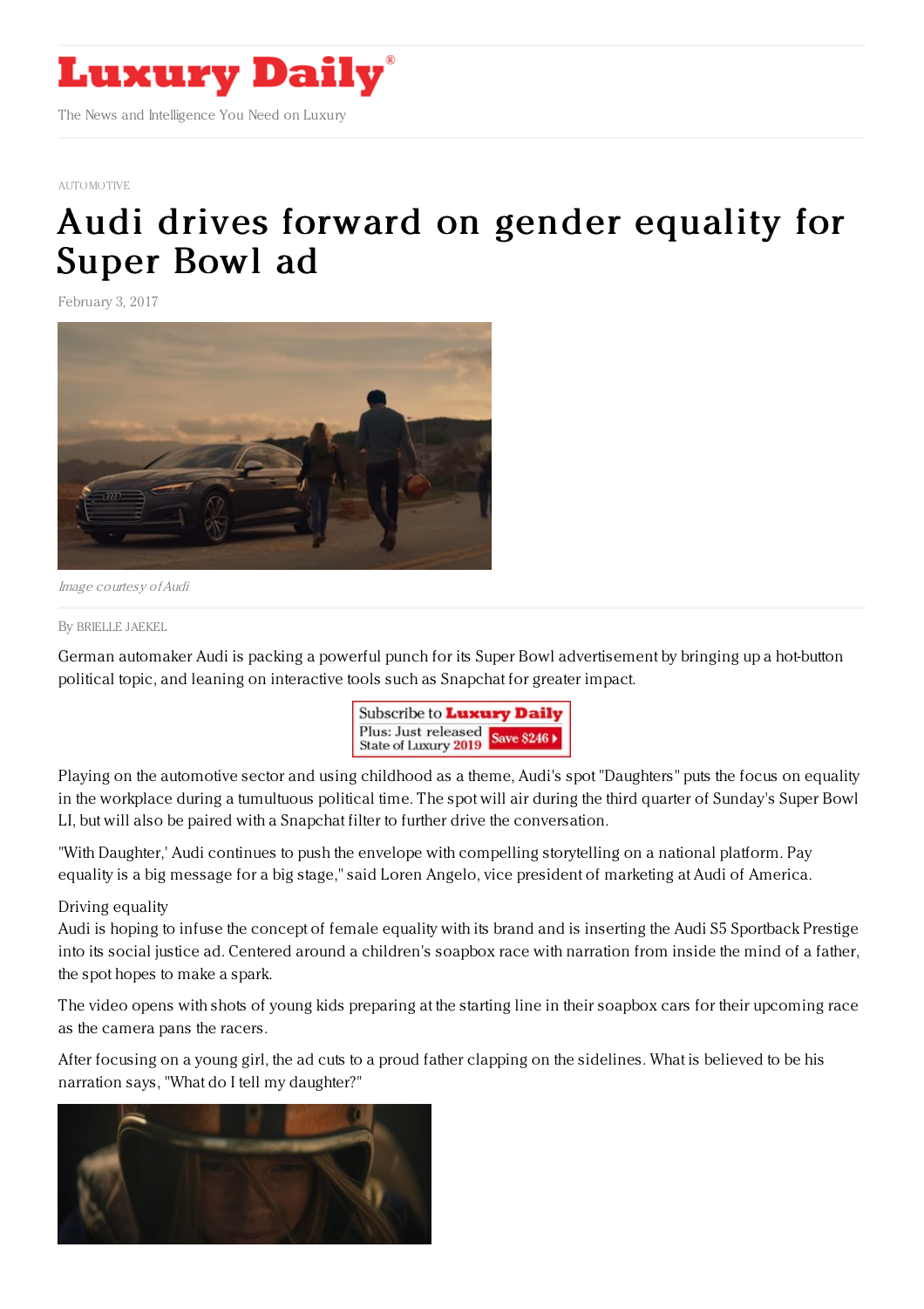# Luxury Daily

The News and Intelligence You Need on Luxury

AUTOMOTIVE

# Audi drives forward on gender equality for Super Bowl ad

February 3, 2017

*Image courtesy of Audi*

By BRIELLE JAEKEL

German automaker Audi is packing a powerful punch for its Super Bowl advertisement by bringing up a hot-button political topic, and leaning on interactive tools such as Snapchat for greater impact.

Playing on the automotive sector and using childhood as a theme, Audi's spot "Daughters" puts the focus on equality in the workplace during a tumultuous political time. The spot will air during the third quarter of Sunday's Super Bowl LI, but will also be paired with a Snapchat filter to further drive the conversation.

"With Daughter,' Audi continues to push the envelope with compelling storytelling on a national platform. Pay equality is a big message for a big stage," said Loren Angelo, vice president of marketing at Audi of America.

Driving equality

Audi is hoping to infuse the concept of female equality with its brand and is inserting the Audi S5 Sportback Prestige into its social justice ad. Centered around a children's soapbox race with narration from inside the mind of a father, the spot hopes to make a spark.

The video opens with shots of young kids preparing at the starting line in their soapbox cars for their upcoming race as the camera pans the racers.

After focusing on a young girl, the ad cuts to a proud father clapping on the sidelines. What is believed to be his narration says, "What do I tell my daughter?"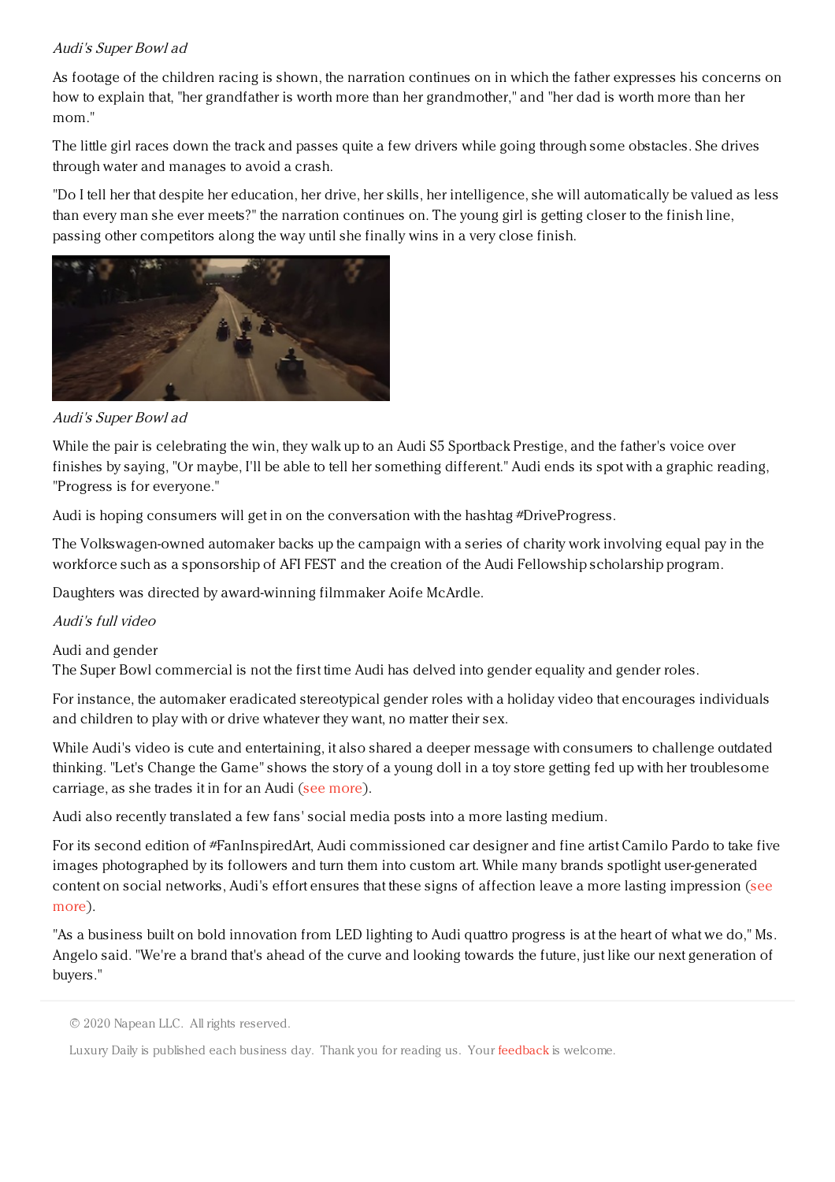*Audi's Super Bowl ad*

As footage of the children racing is shown, the narration continues on in which the father expresses his concerns on how to explain that, "her grandfather is worth more than her grandmother," and "her dad is worth more than her mom."

The little girl races down the track and passes quite a few drivers while going through some obstacles. She drives through water and manages to avoid a crash.

"Do I tell her that despite her education, her drive, her skills, her intelligence, she will automatically be valued as less than every man she ever meets?" the narration continues on. The young girl is getting closer to the finish line, passing other competitors along the way until she finally wins in a very close finish.

*Audi's Super Bowl ad*

While the pair is celebrating the win, they walk up to an Audi S5 Sportback Prestige, and the father's voice over finishes by saying, "Or maybe, I'll be able to tell her something different." Audi ends its spot with a graphic reading, "Progress is for everyone."

Audi is hoping consumers will get in on the conversation with the hashtag #DriveProgress.

The Volkswagen-owned automaker backs up the campaign with a series of charity work involving equal pay in the workforce such as a sponsorship of AFI FEST and the creation of the Audi Fellowship scholarship program.

Daughters was directed by award-winning filmmaker Aoife McArdle.

*Audi's full video*

Audi and gender

The Super Bowl commercial is not the first time Audi has delved into gender equality and gender roles.

For instance, the automaker eradicated stereotypical gender roles with a holiday video that encourages individuals and children to play with or drive whatever they want, no matter their sex.

While Audi's video is cute and entertaining, it also shared a deeper message with consumers to challenge outdated thinking. "Let's Change the Game" shows the story of a young doll in a toy store getting fed up with her troublesome carriage, as she trades it in for an Audi (see more).

Audi also recently translated a few fans' social media posts into a more lasting medium.

For its second edition of #FanInspiredArt, Audi commissioned car designer and fine artist Camilo Pardo to take five images photographed by its followers and turn them into custom art. While many brands spotlight user-generated content on social networks, Audi's effort ensures that these signs of affection leave a more lasting impression (see more).

"As a business built on bold innovation from LED lighting to Audi quattro progress is at the heart of what we do," Ms. Angelo said. "We're a brand that's ahead of the curve and looking towards the future, just like our next generation of buyers."

© 2020 Napean LLC. All rights reserved.

Luxury Daily is published each business day. Thank you for reading us. Your feedback is welcome.